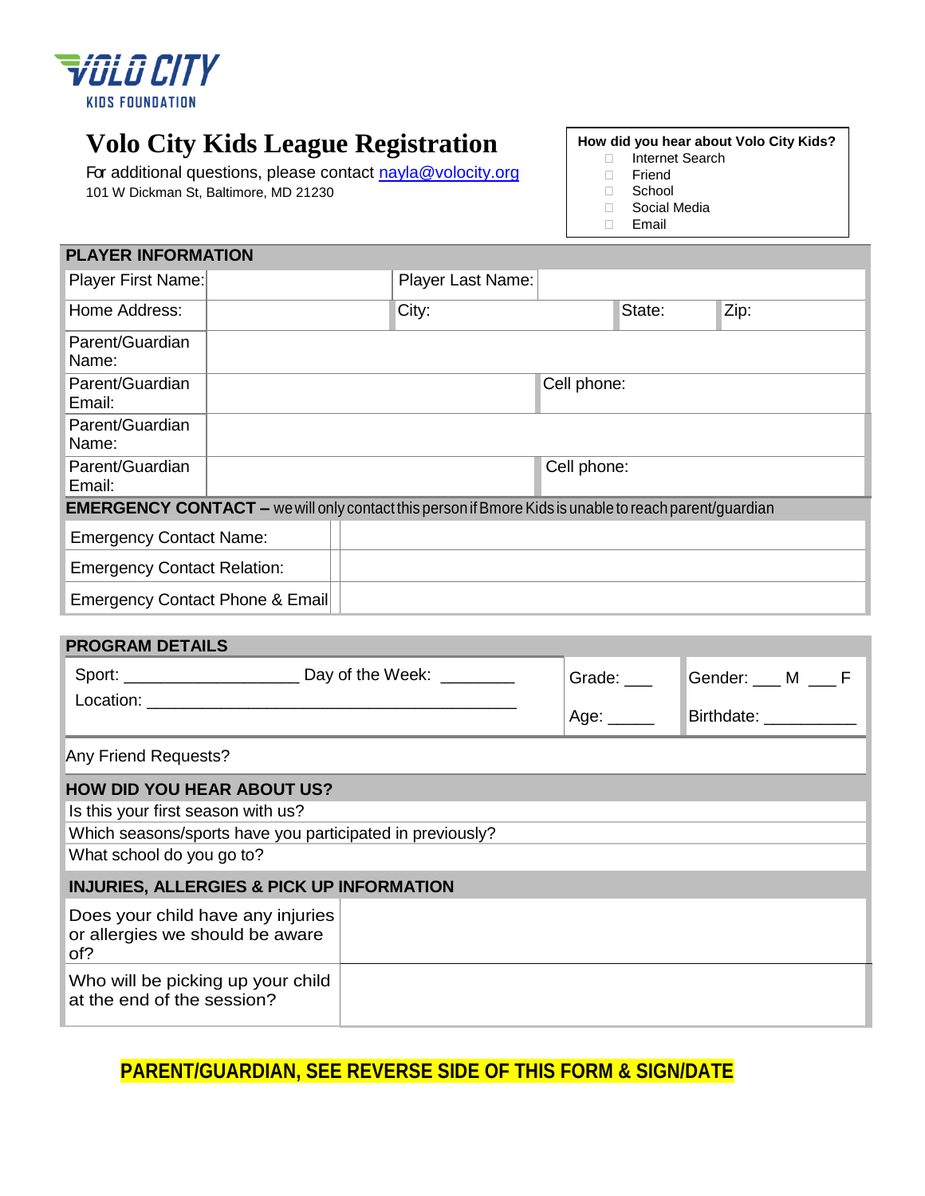VOLO CITY
KIDS FOUNDATION

# Volo City Kids League Registration

For additional questions, please contact nayla@volocity.org
101 W Dickman St, Baltimore, MD 21230

**How did you hear about Volo City Kids?**

- ☐ Internet Search
- ☐ Friend
- ☐ School
- ☐ Social Media
- ☐ Email

| PLAYER INFORMATION | | | | | |
|---|---|---|---|---|---|
| Player First Name: | | Player Last Name: | | | |
| Home Address: | | City: | State: | | Zip: |
| Parent/Guardian Name: | | | | | |
| Parent/Guardian Email: | | Cell phone: | | | |
| Parent/Guardian Name: | | | | | |
| Parent/Guardian Email: | | Cell phone: | | | |

| EMERGENCY CONTACT – we will only contact this person if Bmore Kids is unable to reach parent/guardian | |
|---|---|
| Emergency Contact Name: | |
| Emergency Contact Relation: | |
| Emergency Contact Phone & Email | |

**PROGRAM DETAILS**

| | | |
|---|---|---|
| Sport: ___________________ Day of the Week: ________ Location: ________________________________________ | Grade: ___ Age: _____ | Gender: ___ M ___ F Birthdate: __________ |

Any Friend Requests?

**HOW DID YOU HEAR ABOUT US?**

Is this your first season with us?

Which seasons/sports have you participated in previously?

What school do you go to?

| INJURIES, ALLERGIES & PICK UP INFORMATION | |
|---|---|
| Does your child have any injuries or allergies we should be aware of? | |
| Who will be picking up your child at the end of the session? | |

**PARENT/GUARDIAN, SEE REVERSE SIDE OF THIS FORM & SIGN/DATE**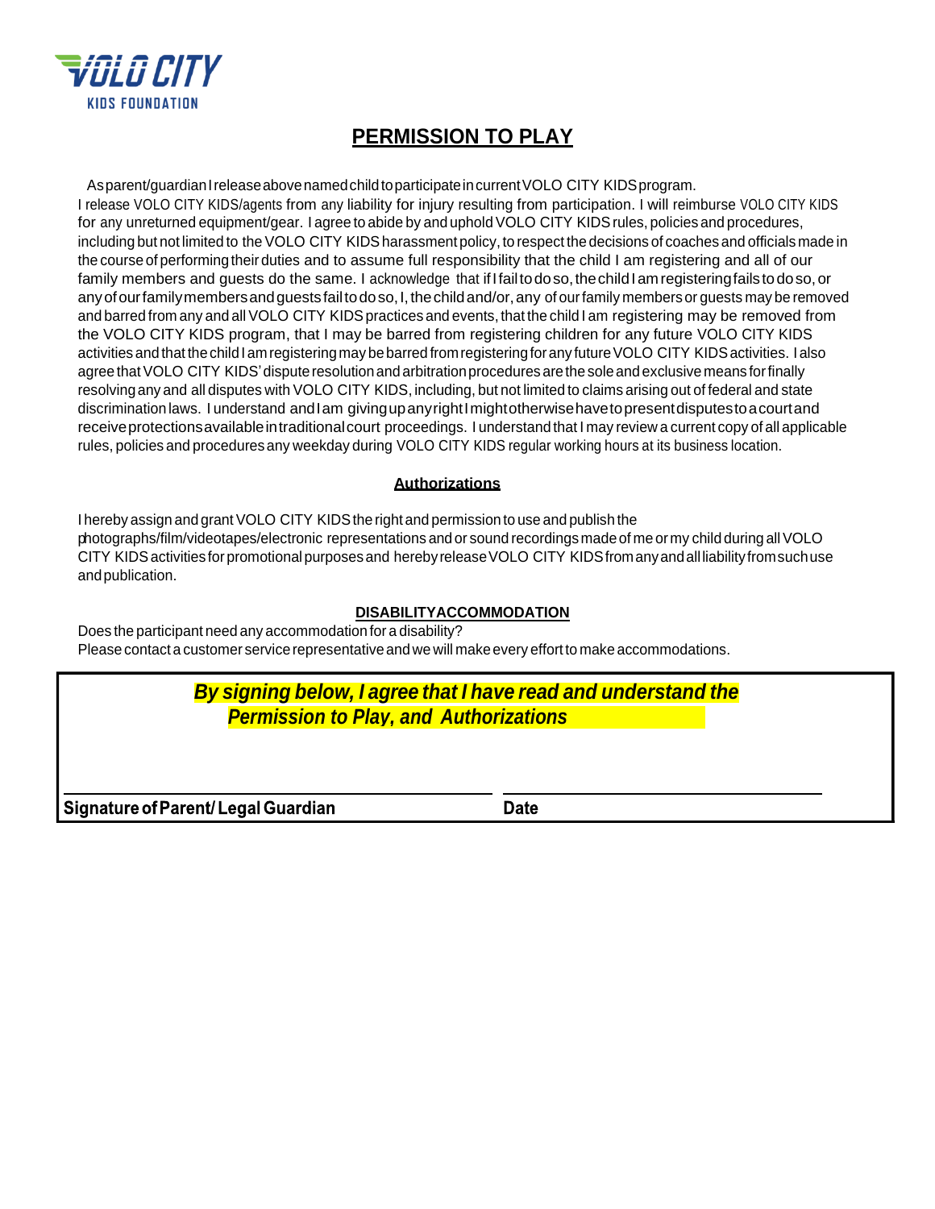VOLO CITY
KIDS FOUNDATION

# PERMISSION TO PLAY

As parent/guardian I release above named child to participate in current VOLO CITY KIDS program. I release VOLO CITY KIDS/agents from any liability for injury resulting from participation. I will reimburse VOLO CITY KIDS for any unreturned equipment/gear. I agree to abide by and uphold VOLO CITY KIDS rules, policies and procedures, including but not limited to the VOLO CITY KIDS harassment policy, to respect the decisions of coaches and officials made in the course of performing their duties and to assume full responsibility that the child I am registering and all of our family members and guests do the same. I acknowledge that if I fail to do so, the child I am registering fails to do so, or any of our family members and guests fail to do so, I, the child and/or, any of our family members or guests may be removed and barred from any and all VOLO CITY KIDS practices and events, that the child I am registering may be removed from the VOLO CITY KIDS program, that I may be barred from registering children for any future VOLO CITY KIDS activities and that the child I am registering may be barred from registering for any future VOLO CITY KIDS activities. I also agree that VOLO CITY KIDS' dispute resolution and arbitration procedures are the sole and exclusive means for finally resolving any and all disputes with VOLO CITY KIDS, including, but not limited to claims arising out of federal and state discrimination laws. I understand and I am giving up any right I might otherwise have to present disputes to a court and receive protections available in traditional court proceedings. I understand that I may review a current copy of all applicable rules, policies and procedures any weekday during VOLO CITY KIDS regular working hours at its business location.

## Authorizations

I hereby assign and grant VOLO CITY KIDS the right and permission to use and publish the photographs/film/videotapes/electronic representations and or sound recordings made of me or my child during all VOLO CITY KIDS activities for promotional purposes and hereby release VOLO CITY KIDS from any and all liability from such use and publication.

## DISABILITY ACCOMMODATION

Does the participant need any accommodation for a disability?
Please contact a customer service representative and we will make every effort to make accommodations.

***By signing below, I agree that I have read and understand the Permission to Play, and Authorizations***

______________________________ ______________________________

**Signature of Parent/ Legal Guardian** **Date**